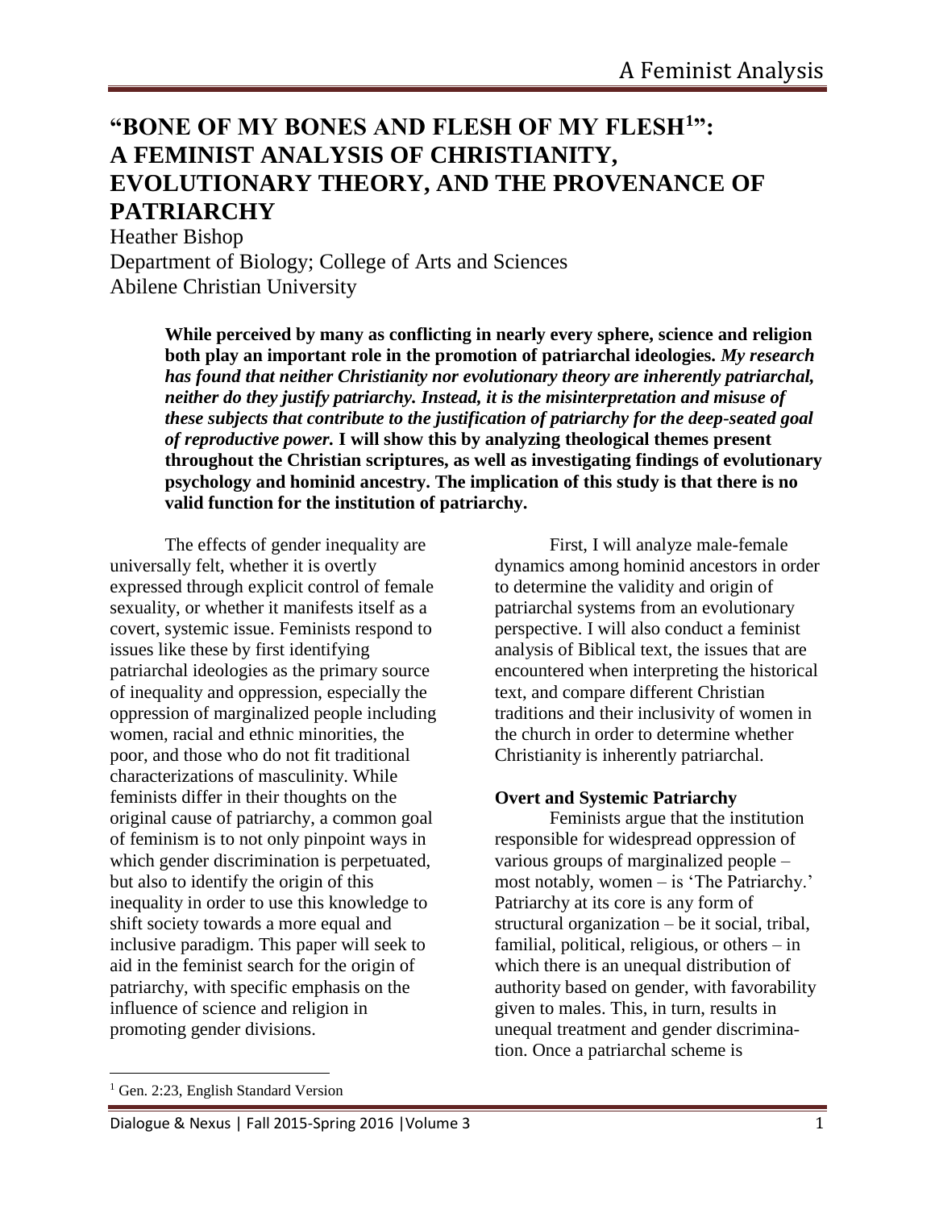# "BONE OF MY BONES AND FLESH OF MY FLESH[1]": A FEMINIST ANALYSIS OF CHRISTIANITY, EVOLUTIONARY THEORY, AND THE PROVENANCE OF PATRIARCHY

Heather Bishop
Department of Biology; College of Arts and Sciences
Abilene Christian University

**While perceived by many as conflicting in nearly every sphere, science and religion both play an important role in the promotion of patriarchal ideologies. *My research has found that neither Christianity nor evolutionary theory are inherently patriarchal, neither do they justify patriarchy. Instead, it is the misinterpretation and misuse of these subjects that contribute to the justification of patriarchy for the deep-seated goal of reproductive power.* I will show this by analyzing theological themes present throughout the Christian scriptures, as well as investigating findings of evolutionary psychology and hominid ancestry. The implication of this study is that there is no valid function for the institution of patriarchy.**

The effects of gender inequality are universally felt, whether it is overtly expressed through explicit control of female sexuality, or whether it manifests itself as a covert, systemic issue. Feminists respond to issues like these by first identifying patriarchal ideologies as the primary source of inequality and oppression, especially the oppression of marginalized people including women, racial and ethnic minorities, the poor, and those who do not fit traditional characterizations of masculinity. While feminists differ in their thoughts on the original cause of patriarchy, a common goal of feminism is to not only pinpoint ways in which gender discrimination is perpetuated, but also to identify the origin of this inequality in order to use this knowledge to shift society towards a more equal and inclusive paradigm. This paper will seek to aid in the feminist search for the origin of patriarchy, with specific emphasis on the influence of science and religion in promoting gender divisions.

First, I will analyze male-female dynamics among hominid ancestors in order to determine the validity and origin of patriarchal systems from an evolutionary perspective. I will also conduct a feminist analysis of Biblical text, the issues that are encountered when interpreting the historical text, and compare different Christian traditions and their inclusivity of women in the church in order to determine whether Christianity is inherently patriarchal.

### Overt and Systemic Patriarchy

Feminists argue that the institution responsible for widespread oppression of various groups of marginalized people – most notably, women – is 'The Patriarchy.' Patriarchy at its core is any form of structural organization – be it social, tribal, familial, political, religious, or others – in which there is an unequal distribution of authority based on gender, with favorability given to males. This, in turn, results in unequal treatment and gender discrimination. Once a patriarchal scheme is

[1] Gen. 2:23, English Standard Version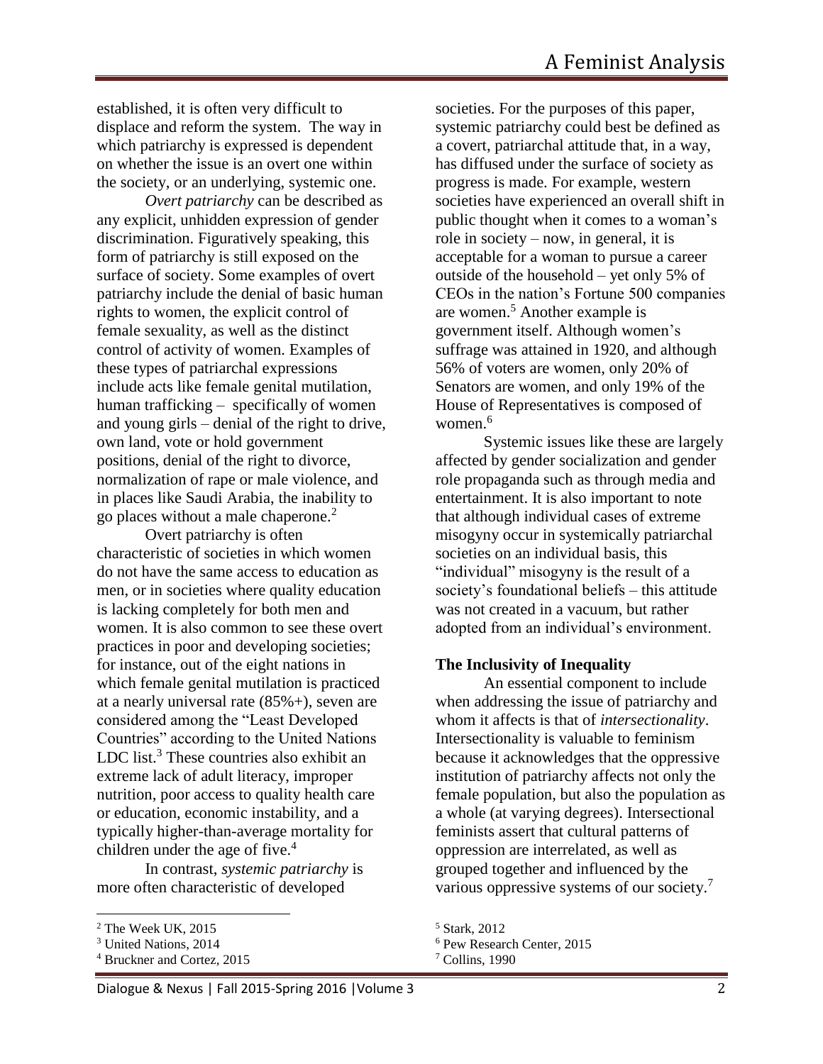established, it is often very difficult to displace and reform the system. The way in which patriarchy is expressed is dependent on whether the issue is an overt one within the society, or an underlying, systemic one.

*Overt patriarchy* can be described as any explicit, unhidden expression of gender discrimination. Figuratively speaking, this form of patriarchy is still exposed on the surface of society. Some examples of overt patriarchy include the denial of basic human rights to women, the explicit control of female sexuality, as well as the distinct control of activity of women. Examples of these types of patriarchal expressions include acts like female genital mutilation, human trafficking – specifically of women and young girls – denial of the right to drive, own land, vote or hold government positions, denial of the right to divorce, normalization of rape or male violence, and in places like Saudi Arabia, the inability to go places without a male chaperone.[2]

Overt patriarchy is often characteristic of societies in which women do not have the same access to education as men, or in societies where quality education is lacking completely for both men and women. It is also common to see these overt practices in poor and developing societies; for instance, out of the eight nations in which female genital mutilation is practiced at a nearly universal rate (85%+), seven are considered among the "Least Developed Countries" according to the United Nations LDC list.[3] These countries also exhibit an extreme lack of adult literacy, improper nutrition, poor access to quality health care or education, economic instability, and a typically higher-than-average mortality for children under the age of five.[4]

In contrast, *systemic patriarchy* is more often characteristic of developed societies. For the purposes of this paper, systemic patriarchy could best be defined as a covert, patriarchal attitude that, in a way, has diffused under the surface of society as progress is made. For example, western societies have experienced an overall shift in public thought when it comes to a woman's role in society – now, in general, it is acceptable for a woman to pursue a career outside of the household – yet only 5% of CEOs in the nation's Fortune 500 companies are women.[5] Another example is government itself. Although women's suffrage was attained in 1920, and although 56% of voters are women, only 20% of Senators are women, and only 19% of the House of Representatives is composed of women.[6]

Systemic issues like these are largely affected by gender socialization and gender role propaganda such as through media and entertainment. It is also important to note that although individual cases of extreme misogyny occur in systemically patriarchal societies on an individual basis, this "individual" misogyny is the result of a society's foundational beliefs – this attitude was not created in a vacuum, but rather adopted from an individual's environment.

**The Inclusivity of Inequality**

An essential component to include when addressing the issue of patriarchy and whom it affects is that of *intersectionality*. Intersectionality is valuable to feminism because it acknowledges that the oppressive institution of patriarchy affects not only the female population, but also the population as a whole (at varying degrees). Intersectional feminists assert that cultural patterns of oppression are interrelated, as well as grouped together and influenced by the various oppressive systems of our society.[7]

---

[2] The Week UK, 2015

[3] United Nations, 2014

[4] Bruckner and Cortez, 2015

[5] Stark, 2012

[6] Pew Research Center, 2015

[7] Collins, 1990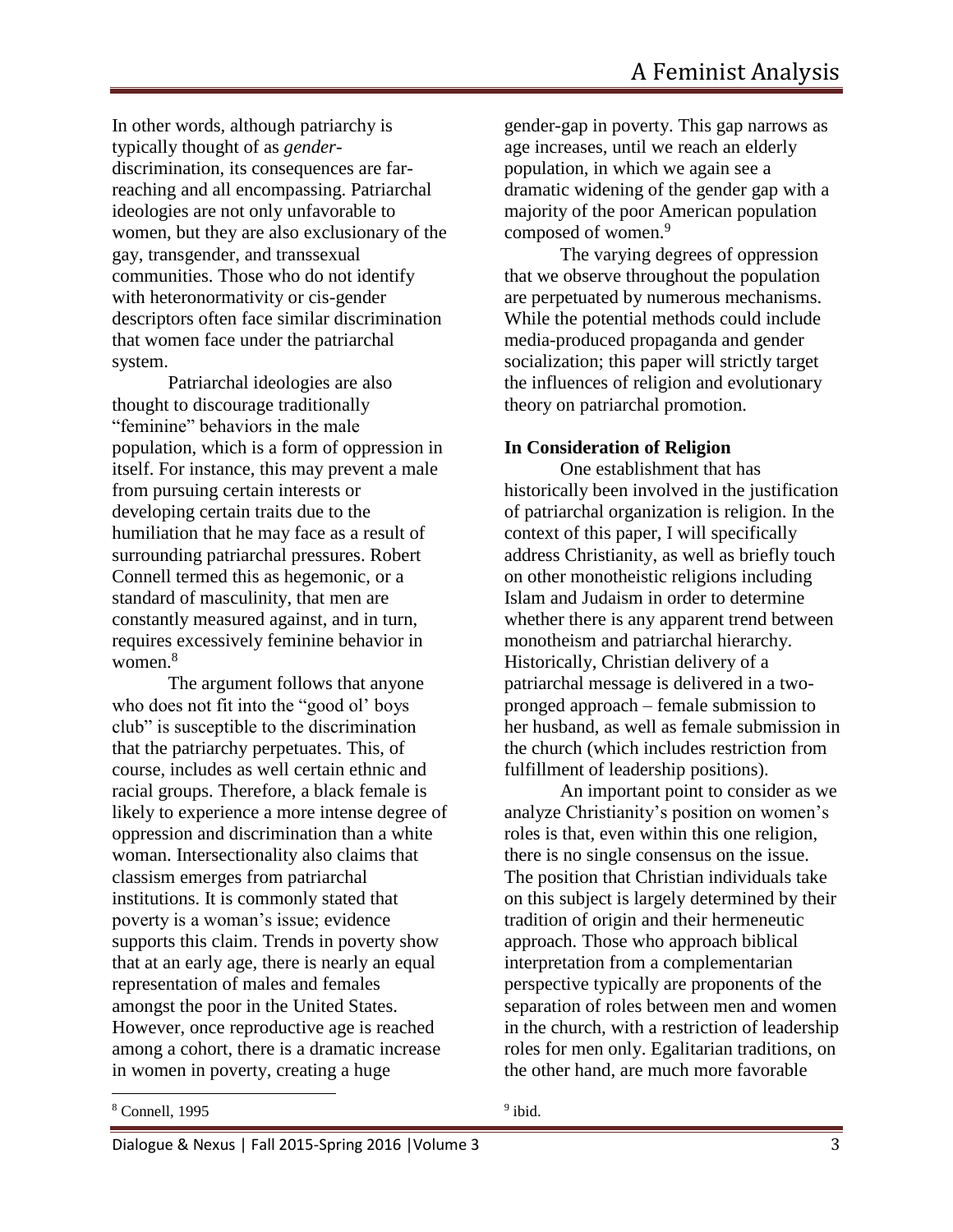In other words, although patriarchy is typically thought of as *gender*-discrimination, its consequences are far-reaching and all encompassing. Patriarchal ideologies are not only unfavorable to women, but they are also exclusionary of the gay, transgender, and transsexual communities. Those who do not identify with heteronormativity or cis-gender descriptors often face similar discrimination that women face under the patriarchal system.

Patriarchal ideologies are also thought to discourage traditionally "feminine" behaviors in the male population, which is a form of oppression in itself. For instance, this may prevent a male from pursuing certain interests or developing certain traits due to the humiliation that he may face as a result of surrounding patriarchal pressures. Robert Connell termed this as hegemonic, or a standard of masculinity, that men are constantly measured against, and in turn, requires excessively feminine behavior in women.[8]

The argument follows that anyone who does not fit into the "good ol' boys club" is susceptible to the discrimination that the patriarchy perpetuates. This, of course, includes as well certain ethnic and racial groups. Therefore, a black female is likely to experience a more intense degree of oppression and discrimination than a white woman. Intersectionality also claims that classism emerges from patriarchal institutions. It is commonly stated that poverty is a woman's issue; evidence supports this claim. Trends in poverty show that at an early age, there is nearly an equal representation of males and females amongst the poor in the United States. However, once reproductive age is reached among a cohort, there is a dramatic increase in women in poverty, creating a huge gender-gap in poverty. This gap narrows as age increases, until we reach an elderly population, in which we again see a dramatic widening of the gender gap with a majority of the poor American population composed of women.[9]

The varying degrees of oppression that we observe throughout the population are perpetuated by numerous mechanisms. While the potential methods could include media-produced propaganda and gender socialization; this paper will strictly target the influences of religion and evolutionary theory on patriarchal promotion.

**In Consideration of Religion**

One establishment that has historically been involved in the justification of patriarchal organization is religion. In the context of this paper, I will specifically address Christianity, as well as briefly touch on other monotheistic religions including Islam and Judaism in order to determine whether there is any apparent trend between monotheism and patriarchal hierarchy. Historically, Christian delivery of a patriarchal message is delivered in a two-pronged approach – female submission to her husband, as well as female submission in the church (which includes restriction from fulfillment of leadership positions).

An important point to consider as we analyze Christianity's position on women's roles is that, even within this one religion, there is no single consensus on the issue. The position that Christian individuals take on this subject is largely determined by their tradition of origin and their hermeneutic approach. Those who approach biblical interpretation from a complementarian perspective typically are proponents of the separation of roles between men and women in the church, with a restriction of leadership roles for men only. Egalitarian traditions, on the other hand, are much more favorable

[8] Connell, 1995

[9] ibid.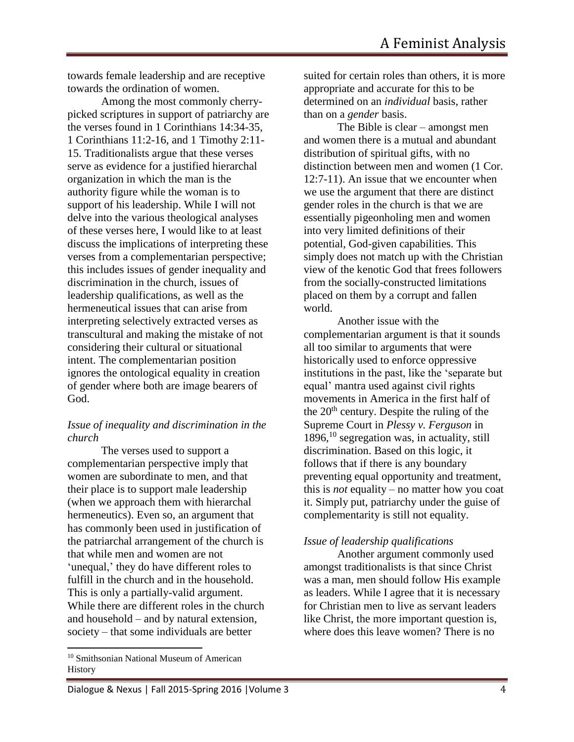towards female leadership and are receptive towards the ordination of women.

Among the most commonly cherry-picked scriptures in support of patriarchy are the verses found in 1 Corinthians 14:34-35, 1 Corinthians 11:2-16, and 1 Timothy 2:11-15. Traditionalists argue that these verses serve as evidence for a justified hierarchal organization in which the man is the authority figure while the woman is to support of his leadership. While I will not delve into the various theological analyses of these verses here, I would like to at least discuss the implications of interpreting these verses from a complementarian perspective; this includes issues of gender inequality and discrimination in the church, issues of leadership qualifications, as well as the hermeneutical issues that can arise from interpreting selectively extracted verses as transcultural and making the mistake of not considering their cultural or situational intent. The complementarian position ignores the ontological equality in creation of gender where both are image bearers of God.

*Issue of inequality and discrimination in the church*

The verses used to support a complementarian perspective imply that women are subordinate to men, and that their place is to support male leadership (when we approach them with hierarchal hermeneutics). Even so, an argument that has commonly been used in justification of the patriarchal arrangement of the church is that while men and women are not 'unequal,' they do have different roles to fulfill in the church and in the household. This is only a partially-valid argument. While there are different roles in the church and household – and by natural extension, society – that some individuals are better suited for certain roles than others, it is more appropriate and accurate for this to be determined on an *individual* basis, rather than on a *gender* basis.

The Bible is clear – amongst men and women there is a mutual and abundant distribution of spiritual gifts, with no distinction between men and women (1 Cor. 12:7-11). An issue that we encounter when we use the argument that there are distinct gender roles in the church is that we are essentially pigeonholing men and women into very limited definitions of their potential, God-given capabilities. This simply does not match up with the Christian view of the kenotic God that frees followers from the socially-constructed limitations placed on them by a corrupt and fallen world.

Another issue with the complementarian argument is that it sounds all too similar to arguments that were historically used to enforce oppressive institutions in the past, like the 'separate but equal' mantra used against civil rights movements in America in the first half of the 20th century. Despite the ruling of the Supreme Court in *Plessy v. Ferguson* in 1896,[10] segregation was, in actuality, still discrimination. Based on this logic, it follows that if there is any boundary preventing equal opportunity and treatment, this is *not* equality – no matter how you coat it. Simply put, patriarchy under the guise of complementarity is still not equality.

*Issue of leadership qualifications*

Another argument commonly used amongst traditionalists is that since Christ was a man, men should follow His example as leaders. While I agree that it is necessary for Christian men to live as servant leaders like Christ, the more important question is, where does this leave women? There is no

---

[10] Smithsonian National Museum of American History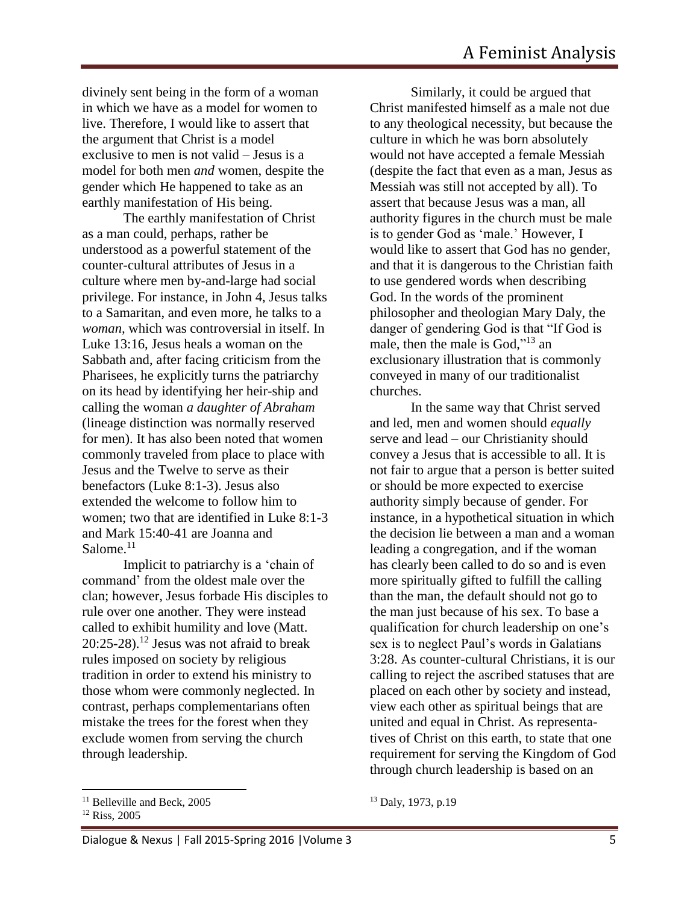divinely sent being in the form of a woman in which we have as a model for women to live. Therefore, I would like to assert that the argument that Christ is a model exclusive to men is not valid – Jesus is a model for both men *and* women, despite the gender which He happened to take as an earthly manifestation of His being.

The earthly manifestation of Christ as a man could, perhaps, rather be understood as a powerful statement of the counter-cultural attributes of Jesus in a culture where men by-and-large had social privilege. For instance, in John 4, Jesus talks to a Samaritan, and even more, he talks to a *woman,* which was controversial in itself. In Luke 13:16, Jesus heals a woman on the Sabbath and, after facing criticism from the Pharisees, he explicitly turns the patriarchy on its head by identifying her heir-ship and calling the woman *a daughter of Abraham* (lineage distinction was normally reserved for men). It has also been noted that women commonly traveled from place to place with Jesus and the Twelve to serve as their benefactors (Luke 8:1-3). Jesus also extended the welcome to follow him to women; two that are identified in Luke 8:1-3 and Mark 15:40-41 are Joanna and Salome.[11]

Implicit to patriarchy is a 'chain of command' from the oldest male over the clan; however, Jesus forbade His disciples to rule over one another. They were instead called to exhibit humility and love (Matt. 20:25-28).[12] Jesus was not afraid to break rules imposed on society by religious tradition in order to extend his ministry to those whom were commonly neglected. In contrast, perhaps complementarians often mistake the trees for the forest when they exclude women from serving the church through leadership.

Similarly, it could be argued that Christ manifested himself as a male not due to any theological necessity, but because the culture in which he was born absolutely would not have accepted a female Messiah (despite the fact that even as a man, Jesus as Messiah was still not accepted by all). To assert that because Jesus was a man, all authority figures in the church must be male is to gender God as 'male.' However, I would like to assert that God has no gender, and that it is dangerous to the Christian faith to use gendered words when describing God. In the words of the prominent philosopher and theologian Mary Daly, the danger of gendering God is that "If God is male, then the male is God,"[13] an exclusionary illustration that is commonly conveyed in many of our traditionalist churches.

In the same way that Christ served and led, men and women should *equally* serve and lead – our Christianity should convey a Jesus that is accessible to all. It is not fair to argue that a person is better suited or should be more expected to exercise authority simply because of gender. For instance, in a hypothetical situation in which the decision lie between a man and a woman leading a congregation, and if the woman has clearly been called to do so and is even more spiritually gifted to fulfill the calling than the man, the default should not go to the man just because of his sex. To base a qualification for church leadership on one's sex is to neglect Paul's words in Galatians 3:28. As counter-cultural Christians, it is our calling to reject the ascribed statuses that are placed on each other by society and instead, view each other as spiritual beings that are united and equal in Christ. As representatives of Christ on this earth, to state that one requirement for serving the Kingdom of God through church leadership is based on an

[11] Belleville and Beck, 2005

[12] Riss, 2005

[13] Daly, 1973, p.19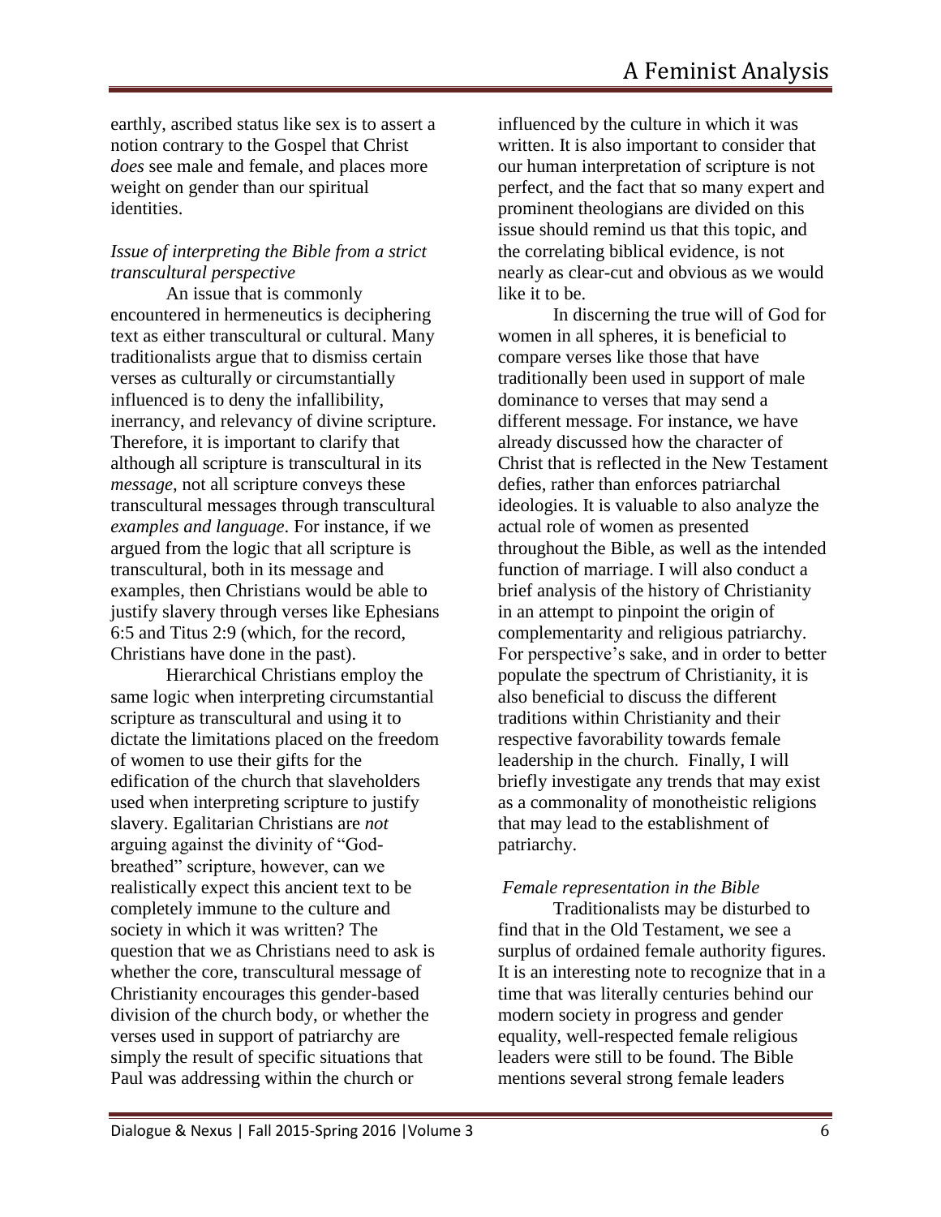earthly, ascribed status like sex is to assert a notion contrary to the Gospel that Christ *does* see male and female, and places more weight on gender than our spiritual identities.

*Issue of interpreting the Bible from a strict transcultural perspective*

An issue that is commonly encountered in hermeneutics is deciphering text as either transcultural or cultural. Many traditionalists argue that to dismiss certain verses as culturally or circumstantially influenced is to deny the infallibility, inerrancy, and relevancy of divine scripture. Therefore, it is important to clarify that although all scripture is transcultural in its *message*, not all scripture conveys these transcultural messages through transcultural *examples and language*. For instance, if we argued from the logic that all scripture is transcultural, both in its message and examples, then Christians would be able to justify slavery through verses like Ephesians 6:5 and Titus 2:9 (which, for the record, Christians have done in the past).

Hierarchical Christians employ the same logic when interpreting circumstantial scripture as transcultural and using it to dictate the limitations placed on the freedom of women to use their gifts for the edification of the church that slaveholders used when interpreting scripture to justify slavery. Egalitarian Christians are *not* arguing against the divinity of "God-breathed" scripture, however, can we realistically expect this ancient text to be completely immune to the culture and society in which it was written? The question that we as Christians need to ask is whether the core, transcultural message of Christianity encourages this gender-based division of the church body, or whether the verses used in support of patriarchy are simply the result of specific situations that Paul was addressing within the church or influenced by the culture in which it was written. It is also important to consider that our human interpretation of scripture is not perfect, and the fact that so many expert and prominent theologians are divided on this issue should remind us that this topic, and the correlating biblical evidence, is not nearly as clear-cut and obvious as we would like it to be.

In discerning the true will of God for women in all spheres, it is beneficial to compare verses like those that have traditionally been used in support of male dominance to verses that may send a different message. For instance, we have already discussed how the character of Christ that is reflected in the New Testament defies, rather than enforces patriarchal ideologies. It is valuable to also analyze the actual role of women as presented throughout the Bible, as well as the intended function of marriage. I will also conduct a brief analysis of the history of Christianity in an attempt to pinpoint the origin of complementarity and religious patriarchy. For perspective's sake, and in order to better populate the spectrum of Christianity, it is also beneficial to discuss the different traditions within Christianity and their respective favorability towards female leadership in the church. Finally, I will briefly investigate any trends that may exist as a commonality of monotheistic religions that may lead to the establishment of patriarchy.

*Female representation in the Bible*

Traditionalists may be disturbed to find that in the Old Testament, we see a surplus of ordained female authority figures. It is an interesting note to recognize that in a time that was literally centuries behind our modern society in progress and gender equality, well-respected female religious leaders were still to be found. The Bible mentions several strong female leaders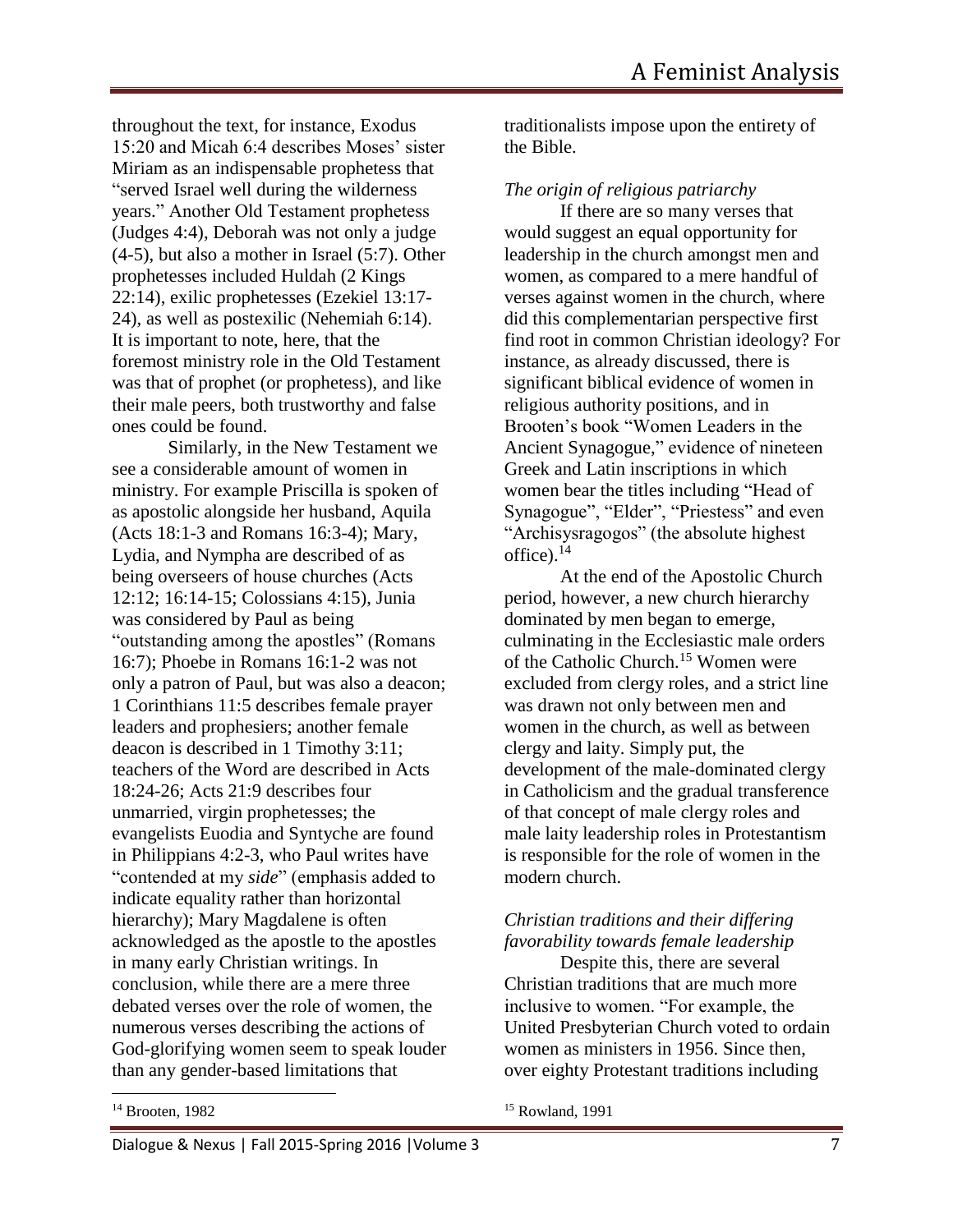throughout the text, for instance, Exodus 15:20 and Micah 6:4 describes Moses' sister Miriam as an indispensable prophetess that "served Israel well during the wilderness years." Another Old Testament prophetess (Judges 4:4), Deborah was not only a judge (4-5), but also a mother in Israel (5:7). Other prophetesses included Huldah (2 Kings 22:14), exilic prophetesses (Ezekiel 13:17-24), as well as postexilic (Nehemiah 6:14). It is important to note, here, that the foremost ministry role in the Old Testament was that of prophet (or prophetess), and like their male peers, both trustworthy and false ones could be found.

Similarly, in the New Testament we see a considerable amount of women in ministry. For example Priscilla is spoken of as apostolic alongside her husband, Aquila (Acts 18:1-3 and Romans 16:3-4); Mary, Lydia, and Nympha are described of as being overseers of house churches (Acts 12:12; 16:14-15; Colossians 4:15), Junia was considered by Paul as being "outstanding among the apostles" (Romans 16:7); Phoebe in Romans 16:1-2 was not only a patron of Paul, but was also a deacon; 1 Corinthians 11:5 describes female prayer leaders and prophesiers; another female deacon is described in 1 Timothy 3:11; teachers of the Word are described in Acts 18:24-26; Acts 21:9 describes four unmarried, virgin prophetesses; the evangelists Euodia and Syntyche are found in Philippians 4:2-3, who Paul writes have "contended at my *side*" (emphasis added to indicate equality rather than horizontal hierarchy); Mary Magdalene is often acknowledged as the apostle to the apostles in many early Christian writings. In conclusion, while there are a mere three debated verses over the role of women, the numerous verses describing the actions of God-glorifying women seem to speak louder than any gender-based limitations that traditionalists impose upon the entirety of the Bible.

*The origin of religious patriarchy*

If there are so many verses that would suggest an equal opportunity for leadership in the church amongst men and women, as compared to a mere handful of verses against women in the church, where did this complementarian perspective first find root in common Christian ideology? For instance, as already discussed, there is significant biblical evidence of women in religious authority positions, and in Brooten's book "Women Leaders in the Ancient Synagogue," evidence of nineteen Greek and Latin inscriptions in which women bear the titles including "Head of Synagogue", "Elder", "Priestess" and even "Archisysragogos" (the absolute highest office).[14]

At the end of the Apostolic Church period, however, a new church hierarchy dominated by men began to emerge, culminating in the Ecclesiastic male orders of the Catholic Church.[15] Women were excluded from clergy roles, and a strict line was drawn not only between men and women in the church, as well as between clergy and laity. Simply put, the development of the male-dominated clergy in Catholicism and the gradual transference of that concept of male clergy roles and male laity leadership roles in Protestantism is responsible for the role of women in the modern church.

*Christian traditions and their differing favorability towards female leadership*

Despite this, there are several Christian traditions that are much more inclusive to women. "For example, the United Presbyterian Church voted to ordain women as ministers in 1956. Since then, over eighty Protestant traditions including

[14] Brooten, 1982

[15] Rowland, 1991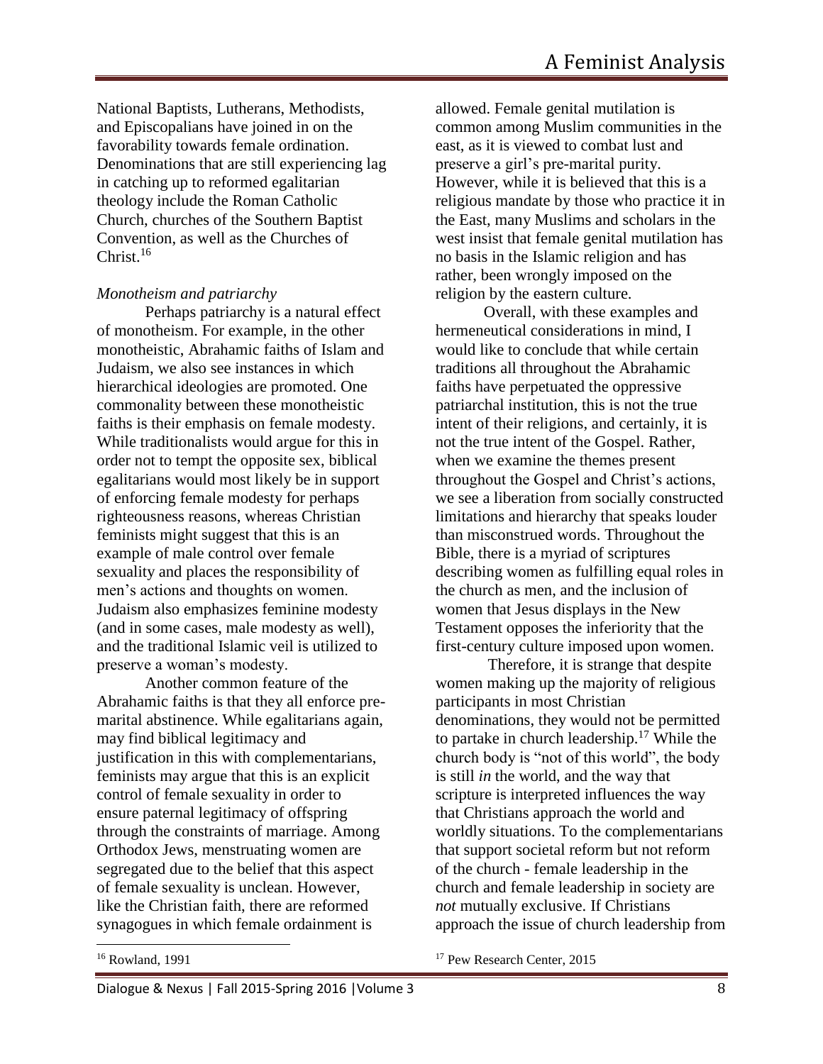National Baptists, Lutherans, Methodists, and Episcopalians have joined in on the favorability towards female ordination. Denominations that are still experiencing lag in catching up to reformed egalitarian theology include the Roman Catholic Church, churches of the Southern Baptist Convention, as well as the Churches of Christ.[16]

### *Monotheism and patriarchy*

Perhaps patriarchy is a natural effect of monotheism. For example, in the other monotheistic, Abrahamic faiths of Islam and Judaism, we also see instances in which hierarchical ideologies are promoted. One commonality between these monotheistic faiths is their emphasis on female modesty. While traditionalists would argue for this in order not to tempt the opposite sex, biblical egalitarians would most likely be in support of enforcing female modesty for perhaps righteousness reasons, whereas Christian feminists might suggest that this is an example of male control over female sexuality and places the responsibility of men's actions and thoughts on women. Judaism also emphasizes feminine modesty (and in some cases, male modesty as well), and the traditional Islamic veil is utilized to preserve a woman's modesty.

Another common feature of the Abrahamic faiths is that they all enforce pre-marital abstinence. While egalitarians again, may find biblical legitimacy and justification in this with complementarians, feminists may argue that this is an explicit control of female sexuality in order to ensure paternal legitimacy of offspring through the constraints of marriage. Among Orthodox Jews, menstruating women are segregated due to the belief that this aspect of female sexuality is unclean. However, like the Christian faith, there are reformed synagogues in which female ordainment is allowed. Female genital mutilation is common among Muslim communities in the east, as it is viewed to combat lust and preserve a girl's pre-marital purity. However, while it is believed that this is a religious mandate by those who practice it in the East, many Muslims and scholars in the west insist that female genital mutilation has no basis in the Islamic religion and has rather, been wrongly imposed on the religion by the eastern culture.

Overall, with these examples and hermeneutical considerations in mind, I would like to conclude that while certain traditions all throughout the Abrahamic faiths have perpetuated the oppressive patriarchal institution, this is not the true intent of their religions, and certainly, it is not the true intent of the Gospel. Rather, when we examine the themes present throughout the Gospel and Christ's actions, we see a liberation from socially constructed limitations and hierarchy that speaks louder than misconstrued words. Throughout the Bible, there is a myriad of scriptures describing women as fulfilling equal roles in the church as men, and the inclusion of women that Jesus displays in the New Testament opposes the inferiority that the first-century culture imposed upon women.

Therefore, it is strange that despite women making up the majority of religious participants in most Christian denominations, they would not be permitted to partake in church leadership.[17] While the church body is "not of this world", the body is still *in* the world, and the way that scripture is interpreted influences the way that Christians approach the world and worldly situations. To the complementarians that support societal reform but not reform of the church - female leadership in the church and female leadership in society are *not* mutually exclusive. If Christians approach the issue of church leadership from

---

[16] Rowland, 1991

[17] Pew Research Center, 2015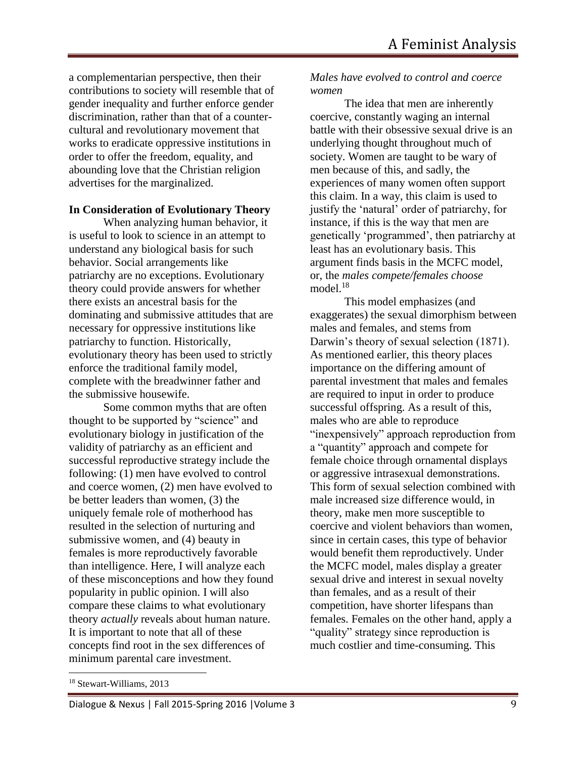a complementarian perspective, then their contributions to society will resemble that of gender inequality and further enforce gender discrimination, rather than that of a counter-cultural and revolutionary movement that works to eradicate oppressive institutions in order to offer the freedom, equality, and abounding love that the Christian religion advertises for the marginalized.

**In Consideration of Evolutionary Theory**

When analyzing human behavior, it is useful to look to science in an attempt to understand any biological basis for such behavior. Social arrangements like patriarchy are no exceptions. Evolutionary theory could provide answers for whether there exists an ancestral basis for the dominating and submissive attitudes that are necessary for oppressive institutions like patriarchy to function. Historically, evolutionary theory has been used to strictly enforce the traditional family model, complete with the breadwinner father and the submissive housewife.

Some common myths that are often thought to be supported by "science" and evolutionary biology in justification of the validity of patriarchy as an efficient and successful reproductive strategy include the following: (1) men have evolved to control and coerce women, (2) men have evolved to be better leaders than women, (3) the uniquely female role of motherhood has resulted in the selection of nurturing and submissive women, and (4) beauty in females is more reproductively favorable than intelligence. Here, I will analyze each of these misconceptions and how they found popularity in public opinion. I will also compare these claims to what evolutionary theory *actually* reveals about human nature. It is important to note that all of these concepts find root in the sex differences of minimum parental care investment.

*Males have evolved to control and coerce women*

The idea that men are inherently coercive, constantly waging an internal battle with their obsessive sexual drive is an underlying thought throughout much of society. Women are taught to be wary of men because of this, and sadly, the experiences of many women often support this claim. In a way, this claim is used to justify the 'natural' order of patriarchy, for instance, if this is the way that men are genetically 'programmed', then patriarchy at least has an evolutionary basis. This argument finds basis in the MCFC model, or, the *males compete/females choose* model.[18]

This model emphasizes (and exaggerates) the sexual dimorphism between males and females, and stems from Darwin's theory of sexual selection (1871). As mentioned earlier, this theory places importance on the differing amount of parental investment that males and females are required to input in order to produce successful offspring. As a result of this, males who are able to reproduce "inexpensively" approach reproduction from a "quantity" approach and compete for female choice through ornamental displays or aggressive intrasexual demonstrations. This form of sexual selection combined with male increased size difference would, in theory, make men more susceptible to coercive and violent behaviors than women, since in certain cases, this type of behavior would benefit them reproductively. Under the MCFC model, males display a greater sexual drive and interest in sexual novelty than females, and as a result of their competition, have shorter lifespans than females. Females on the other hand, apply a "quality" strategy since reproduction is much costlier and time-consuming. This

[18] Stewart-Williams, 2013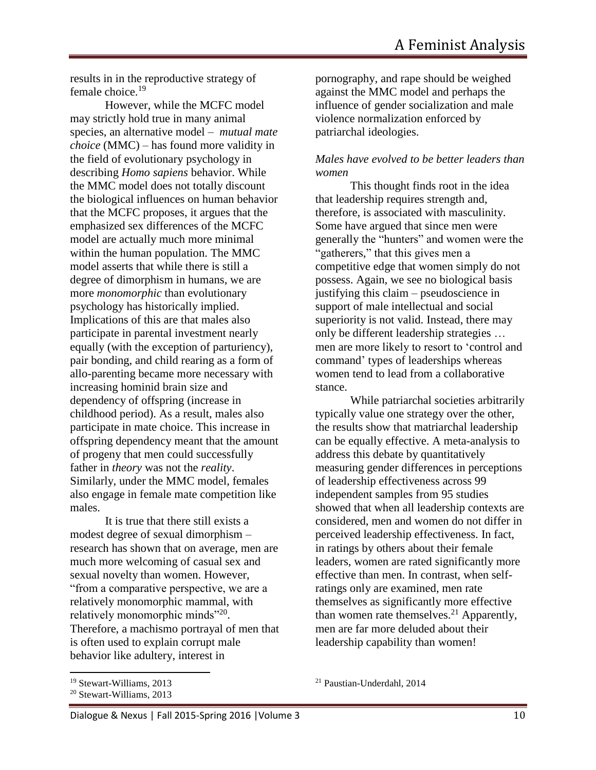results in in the reproductive strategy of female choice.[19]

However, while the MCFC model may strictly hold true in many animal species, an alternative model – *mutual mate choice* (MMC) – has found more validity in the field of evolutionary psychology in describing *Homo sapiens* behavior. While the MMC model does not totally discount the biological influences on human behavior that the MCFC proposes, it argues that the emphasized sex differences of the MCFC model are actually much more minimal within the human population. The MMC model asserts that while there is still a degree of dimorphism in humans, we are more *monomorphic* than evolutionary psychology has historically implied. Implications of this are that males also participate in parental investment nearly equally (with the exception of parturiency), pair bonding, and child rearing as a form of allo-parenting became more necessary with increasing hominid brain size and dependency of offspring (increase in childhood period). As a result, males also participate in mate choice. This increase in offspring dependency meant that the amount of progeny that men could successfully father in *theory* was not the *reality*. Similarly, under the MMC model, females also engage in female mate competition like males.

It is true that there still exists a modest degree of sexual dimorphism – research has shown that on average, men are much more welcoming of casual sex and sexual novelty than women. However, "from a comparative perspective, we are a relatively monomorphic mammal, with relatively monomorphic minds"[20]. Therefore, a machismo portrayal of men that is often used to explain corrupt male behavior like adultery, interest in pornography, and rape should be weighed against the MMC model and perhaps the influence of gender socialization and male violence normalization enforced by patriarchal ideologies.

*Males have evolved to be better leaders than women*

This thought finds root in the idea that leadership requires strength and, therefore, is associated with masculinity. Some have argued that since men were generally the "hunters" and women were the "gatherers," that this gives men a competitive edge that women simply do not possess. Again, we see no biological basis justifying this claim – pseudoscience in support of male intellectual and social superiority is not valid. Instead, there may only be different leadership strategies … men are more likely to resort to 'control and command' types of leaderships whereas women tend to lead from a collaborative stance.

While patriarchal societies arbitrarily typically value one strategy over the other, the results show that matriarchal leadership can be equally effective. A meta-analysis to address this debate by quantitatively measuring gender differences in perceptions of leadership effectiveness across 99 independent samples from 95 studies showed that when all leadership contexts are considered, men and women do not differ in perceived leadership effectiveness. In fact, in ratings by others about their female leaders, women are rated significantly more effective than men. In contrast, when self-ratings only are examined, men rate themselves as significantly more effective than women rate themselves.[21] Apparently, men are far more deluded about their leadership capability than women!

---

[19] Stewart-Williams, 2013

[20] Stewart-Williams, 2013

[21] Paustian-Underdahl, 2014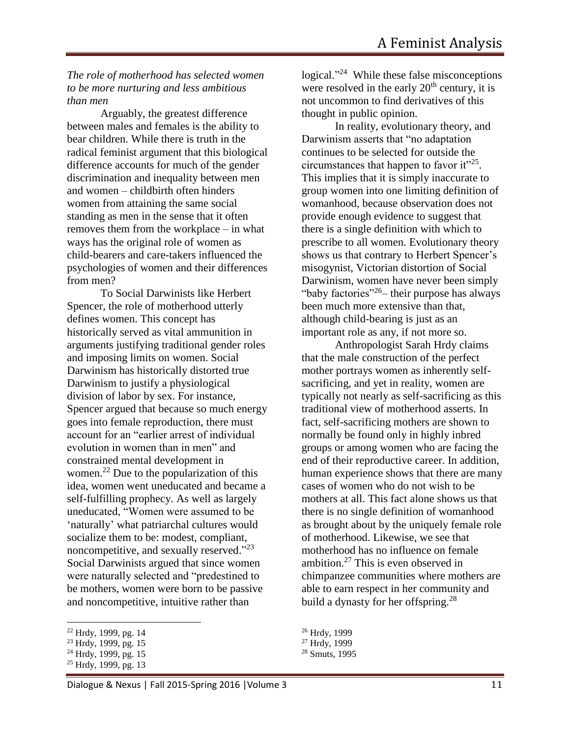*The role of motherhood has selected women to be more nurturing and less ambitious than men*

Arguably, the greatest difference between males and females is the ability to bear children. While there is truth in the radical feminist argument that this biological difference accounts for much of the gender discrimination and inequality between men and women – childbirth often hinders women from attaining the same social standing as men in the sense that it often removes them from the workplace – in what ways has the original role of women as child-bearers and care-takers influenced the psychologies of women and their differences from men?

To Social Darwinists like Herbert Spencer, the role of motherhood utterly defines women. This concept has historically served as vital ammunition in arguments justifying traditional gender roles and imposing limits on women. Social Darwinism has historically distorted true Darwinism to justify a physiological division of labor by sex. For instance, Spencer argued that because so much energy goes into female reproduction, there must account for an "earlier arrest of individual evolution in women than in men" and constrained mental development in women.[22] Due to the popularization of this idea, women went uneducated and became a self-fulfilling prophecy. As well as largely uneducated, "Women were assumed to be 'naturally' what patriarchal cultures would socialize them to be: modest, compliant, noncompetitive, and sexually reserved."[23] Social Darwinists argued that since women were naturally selected and "predestined to be mothers, women were born to be passive and noncompetitive, intuitive rather than logical."[24] While these false misconceptions were resolved in the early 20th century, it is not uncommon to find derivatives of this thought in public opinion.

In reality, evolutionary theory, and Darwinism asserts that "no adaptation continues to be selected for outside the circumstances that happen to favor it"[25]. This implies that it is simply inaccurate to group women into one limiting definition of womanhood, because observation does not provide enough evidence to suggest that there is a single definition with which to prescribe to all women. Evolutionary theory shows us that contrary to Herbert Spencer's misogynist, Victorian distortion of Social Darwinism, women have never been simply "baby factories"[26]– their purpose has always been much more extensive than that, although child-bearing is just as an important role as any, if not more so.

Anthropologist Sarah Hrdy claims that the male construction of the perfect mother portrays women as inherently self-sacrificing, and yet in reality, women are typically not nearly as self-sacrificing as this traditional view of motherhood asserts. In fact, self-sacrificing mothers are shown to normally be found only in highly inbred groups or among women who are facing the end of their reproductive career. In addition, human experience shows that there are many cases of women who do not wish to be mothers at all. This fact alone shows us that there is no single definition of womanhood as brought about by the uniquely female role of motherhood. Likewise, we see that motherhood has no influence on female ambition.[27] This is even observed in chimpanzee communities where mothers are able to earn respect in her community and build a dynasty for her offspring.[28]

---

[22] Hrdy, 1999, pg. 14

[23] Hrdy, 1999, pg. 15

[24] Hrdy, 1999, pg. 15

[25] Hrdy, 1999, pg. 13

[26] Hrdy, 1999

[27] Hrdy, 1999

[28] Smuts, 1995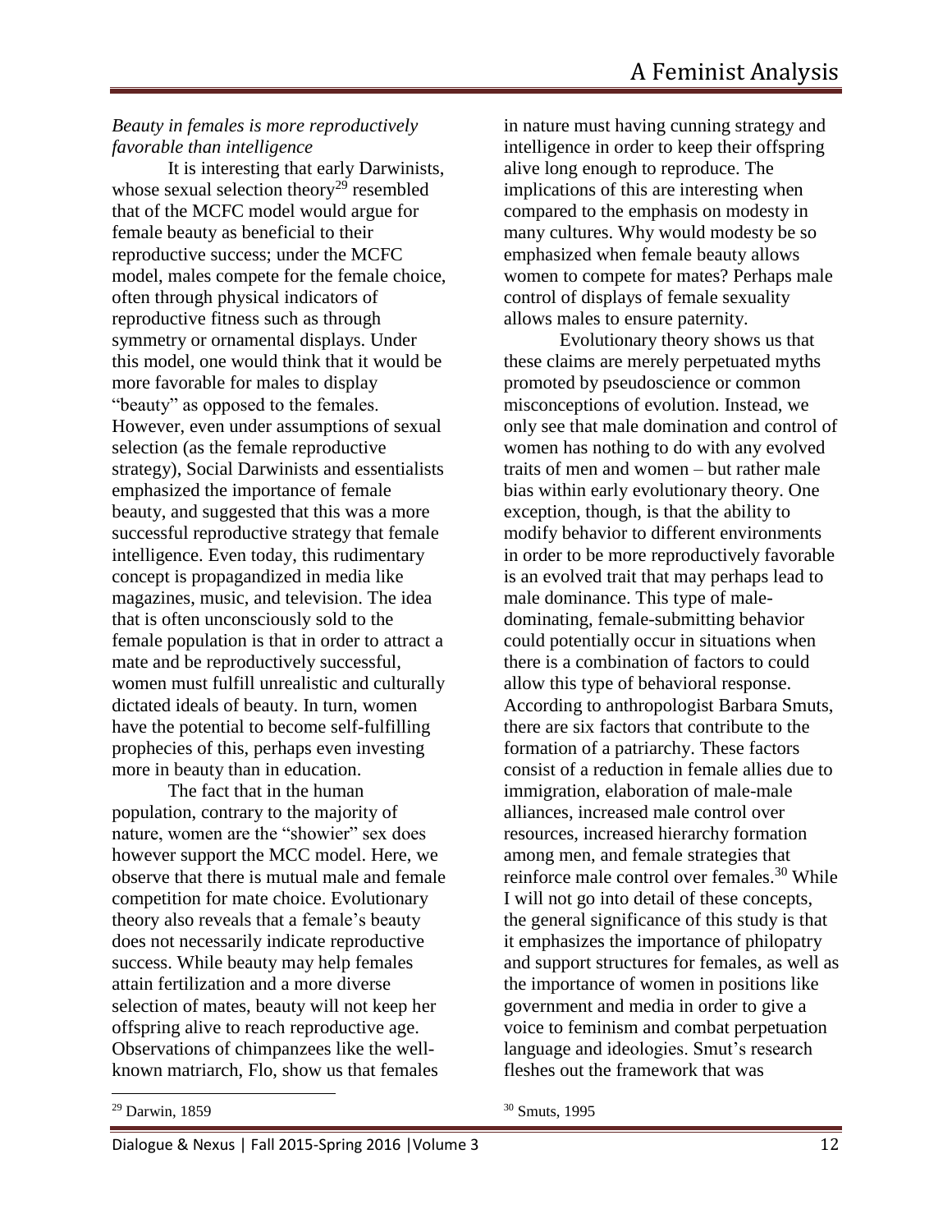*Beauty in females is more reproductively favorable than intelligence*

It is interesting that early Darwinists, whose sexual selection theory[29] resembled that of the MCFC model would argue for female beauty as beneficial to their reproductive success; under the MCFC model, males compete for the female choice, often through physical indicators of reproductive fitness such as through symmetry or ornamental displays. Under this model, one would think that it would be more favorable for males to display "beauty" as opposed to the females. However, even under assumptions of sexual selection (as the female reproductive strategy), Social Darwinists and essentialists emphasized the importance of female beauty, and suggested that this was a more successful reproductive strategy that female intelligence. Even today, this rudimentary concept is propagandized in media like magazines, music, and television. The idea that is often unconsciously sold to the female population is that in order to attract a mate and be reproductively successful, women must fulfill unrealistic and culturally dictated ideals of beauty. In turn, women have the potential to become self-fulfilling prophecies of this, perhaps even investing more in beauty than in education.

The fact that in the human population, contrary to the majority of nature, women are the "showier" sex does however support the MCC model. Here, we observe that there is mutual male and female competition for mate choice. Evolutionary theory also reveals that a female's beauty does not necessarily indicate reproductive success. While beauty may help females attain fertilization and a more diverse selection of mates, beauty will not keep her offspring alive to reach reproductive age. Observations of chimpanzees like the well-known matriarch, Flo, show us that females in nature must having cunning strategy and intelligence in order to keep their offspring alive long enough to reproduce. The implications of this are interesting when compared to the emphasis on modesty in many cultures. Why would modesty be so emphasized when female beauty allows women to compete for mates? Perhaps male control of displays of female sexuality allows males to ensure paternity.

Evolutionary theory shows us that these claims are merely perpetuated myths promoted by pseudoscience or common misconceptions of evolution. Instead, we only see that male domination and control of women has nothing to do with any evolved traits of men and women – but rather male bias within early evolutionary theory. One exception, though, is that the ability to modify behavior to different environments in order to be more reproductively favorable is an evolved trait that may perhaps lead to male dominance. This type of male-dominating, female-submitting behavior could potentially occur in situations when there is a combination of factors to could allow this type of behavioral response. According to anthropologist Barbara Smuts, there are six factors that contribute to the formation of a patriarchy. These factors consist of a reduction in female allies due to immigration, elaboration of male-male alliances, increased male control over resources, increased hierarchy formation among men, and female strategies that reinforce male control over females.[30] While I will not go into detail of these concepts, the general significance of this study is that it emphasizes the importance of philopatry and support structures for females, as well as the importance of women in positions like government and media in order to give a voice to feminism and combat perpetuation language and ideologies. Smut's research fleshes out the framework that was

---

[29] Darwin, 1859

[30] Smuts, 1995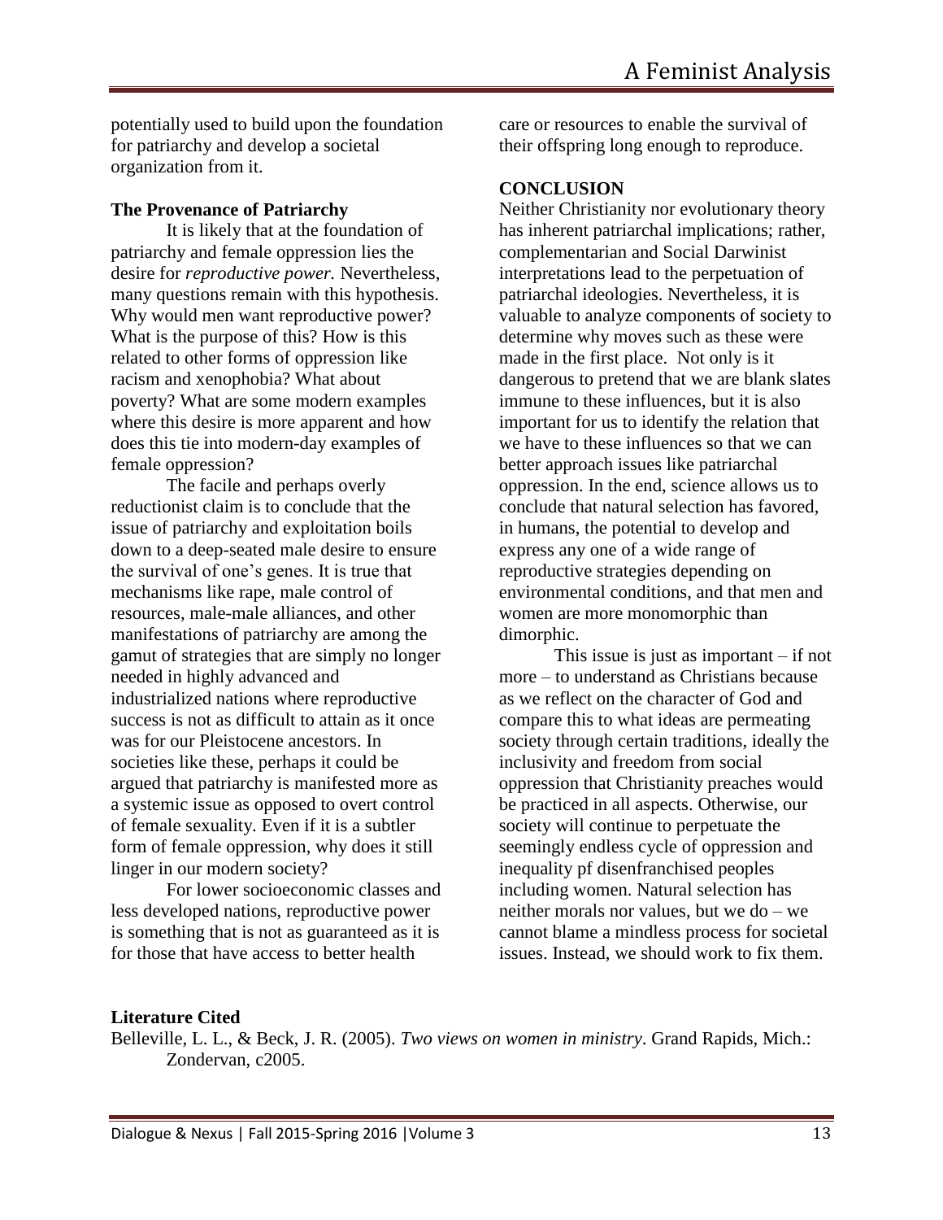potentially used to build upon the foundation for patriarchy and develop a societal organization from it.

### The Provenance of Patriarchy

It is likely that at the foundation of patriarchy and female oppression lies the desire for *reproductive power.* Nevertheless, many questions remain with this hypothesis. Why would men want reproductive power? What is the purpose of this? How is this related to other forms of oppression like racism and xenophobia? What about poverty? What are some modern examples where this desire is more apparent and how does this tie into modern-day examples of female oppression?

The facile and perhaps overly reductionist claim is to conclude that the issue of patriarchy and exploitation boils down to a deep-seated male desire to ensure the survival of one's genes. It is true that mechanisms like rape, male control of resources, male-male alliances, and other manifestations of patriarchy are among the gamut of strategies that are simply no longer needed in highly advanced and industrialized nations where reproductive success is not as difficult to attain as it once was for our Pleistocene ancestors. In societies like these, perhaps it could be argued that patriarchy is manifested more as a systemic issue as opposed to overt control of female sexuality. Even if it is a subtler form of female oppression, why does it still linger in our modern society?

For lower socioeconomic classes and less developed nations, reproductive power is something that is not as guaranteed as it is for those that have access to better health care or resources to enable the survival of their offspring long enough to reproduce.

## CONCLUSION

Neither Christianity nor evolutionary theory has inherent patriarchal implications; rather, complementarian and Social Darwinist interpretations lead to the perpetuation of patriarchal ideologies. Nevertheless, it is valuable to analyze components of society to determine why moves such as these were made in the first place. Not only is it dangerous to pretend that we are blank slates immune to these influences, but it is also important for us to identify the relation that we have to these influences so that we can better approach issues like patriarchal oppression. In the end, science allows us to conclude that natural selection has favored, in humans, the potential to develop and express any one of a wide range of reproductive strategies depending on environmental conditions, and that men and women are more monomorphic than dimorphic.

This issue is just as important – if not more – to understand as Christians because as we reflect on the character of God and compare this to what ideas are permeating society through certain traditions, ideally the inclusivity and freedom from social oppression that Christianity preaches would be practiced in all aspects. Otherwise, our society will continue to perpetuate the seemingly endless cycle of oppression and inequality pf disenfranchised peoples including women. Natural selection has neither morals nor values, but we do – we cannot blame a mindless process for societal issues. Instead, we should work to fix them.

### Literature Cited

Belleville, L. L., & Beck, J. R. (2005). *Two views on women in ministry*. Grand Rapids, Mich.: Zondervan, c2005.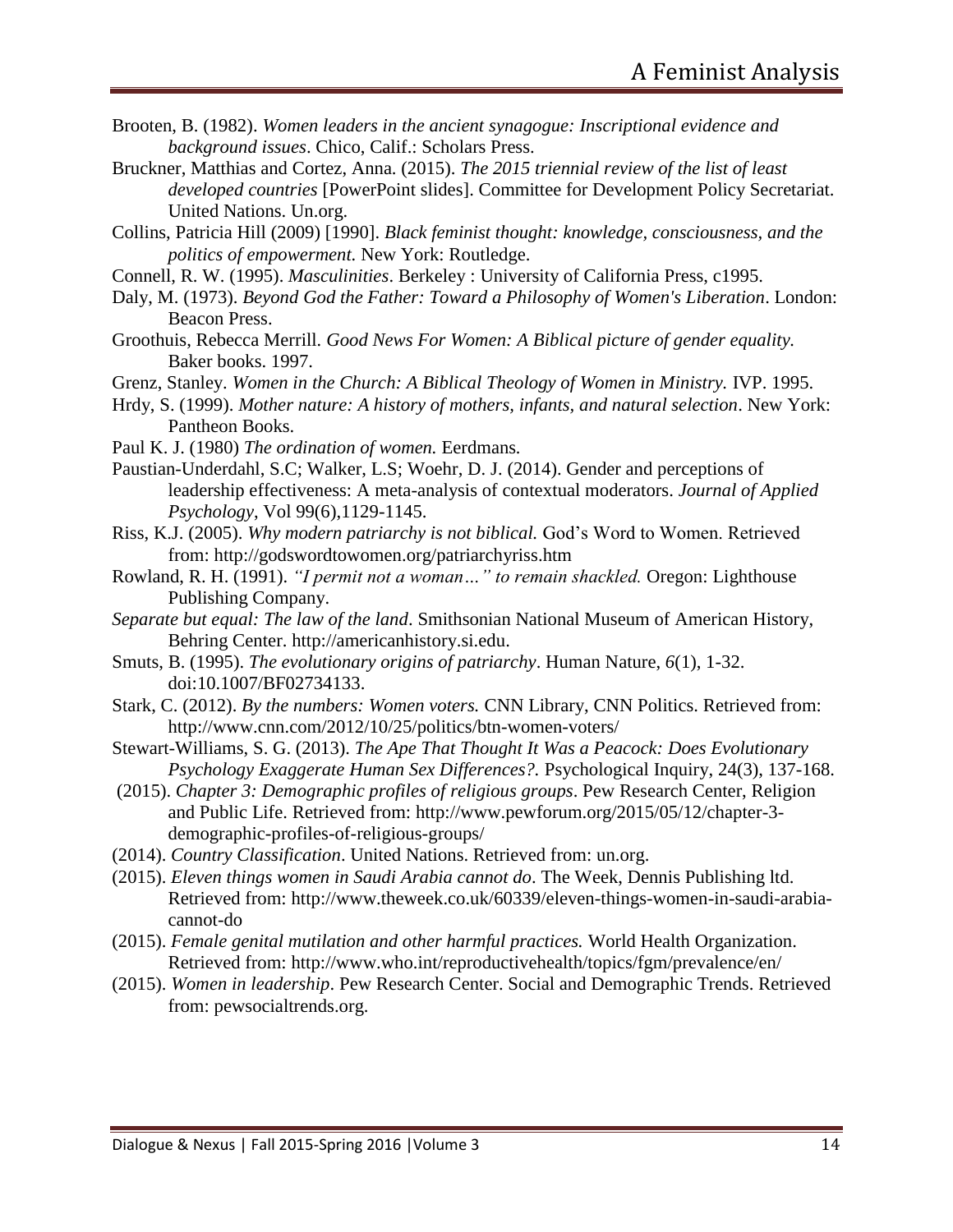Brooten, B. (1982). *Women leaders in the ancient synagogue: Inscriptional evidence and background issues*. Chico, Calif.: Scholars Press.

Bruckner, Matthias and Cortez, Anna. (2015). *The 2015 triennial review of the list of least developed countries* [PowerPoint slides]. Committee for Development Policy Secretariat. United Nations. Un.org.

Collins, Patricia Hill (2009) [1990]. *Black feminist thought: knowledge, consciousness, and the politics of empowerment*. New York: Routledge.

Connell, R. W. (1995). *Masculinities*. Berkeley : University of California Press, c1995.

Daly, M. (1973). *Beyond God the Father: Toward a Philosophy of Women's Liberation*. London: Beacon Press.

Groothuis, Rebecca Merrill. *Good News For Women: A Biblical picture of gender equality.* Baker books. 1997.

Grenz, Stanley. *Women in the Church: A Biblical Theology of Women in Ministry.* IVP. 1995.

Hrdy, S. (1999). *Mother nature: A history of mothers, infants, and natural selection*. New York: Pantheon Books.

Paul K. J. (1980) *The ordination of women.* Eerdmans.

Paustian-Underdahl, S.C; Walker, L.S; Woehr, D. J. (2014). Gender and perceptions of leadership effectiveness: A meta-analysis of contextual moderators. *Journal of Applied Psychology*, Vol 99(6),1129-1145.

Riss, K.J. (2005). *Why modern patriarchy is not biblical.* God's Word to Women. Retrieved from: http://godswordtowomen.org/patriarchyriss.htm

Rowland, R. H. (1991). *"I permit not a woman…" to remain shackled.* Oregon: Lighthouse Publishing Company.

*Separate but equal: The law of the land*. Smithsonian National Museum of American History, Behring Center. http://americanhistory.si.edu.

Smuts, B. (1995). *The evolutionary origins of patriarchy*. Human Nature, *6*(1), 1-32. doi:10.1007/BF02734133.

Stark, C. (2012). *By the numbers: Women voters.* CNN Library, CNN Politics. Retrieved from: http://www.cnn.com/2012/10/25/politics/btn-women-voters/

Stewart-Williams, S. G. (2013). *The Ape That Thought It Was a Peacock: Does Evolutionary Psychology Exaggerate Human Sex Differences?.* Psychological Inquiry, 24(3), 137-168.

(2015). *Chapter 3: Demographic profiles of religious groups*. Pew Research Center, Religion and Public Life. Retrieved from: http://www.pewforum.org/2015/05/12/chapter-3-demographic-profiles-of-religious-groups/

(2014). *Country Classification*. United Nations. Retrieved from: un.org.

(2015). *Eleven things women in Saudi Arabia cannot do*. The Week, Dennis Publishing ltd. Retrieved from: http://www.theweek.co.uk/60339/eleven-things-women-in-saudi-arabia-cannot-do

(2015). *Female genital mutilation and other harmful practices.* World Health Organization. Retrieved from: http://www.who.int/reproductivehealth/topics/fgm/prevalence/en/

(2015). *Women in leadership*. Pew Research Center. Social and Demographic Trends. Retrieved from: pewsocialtrends.org.